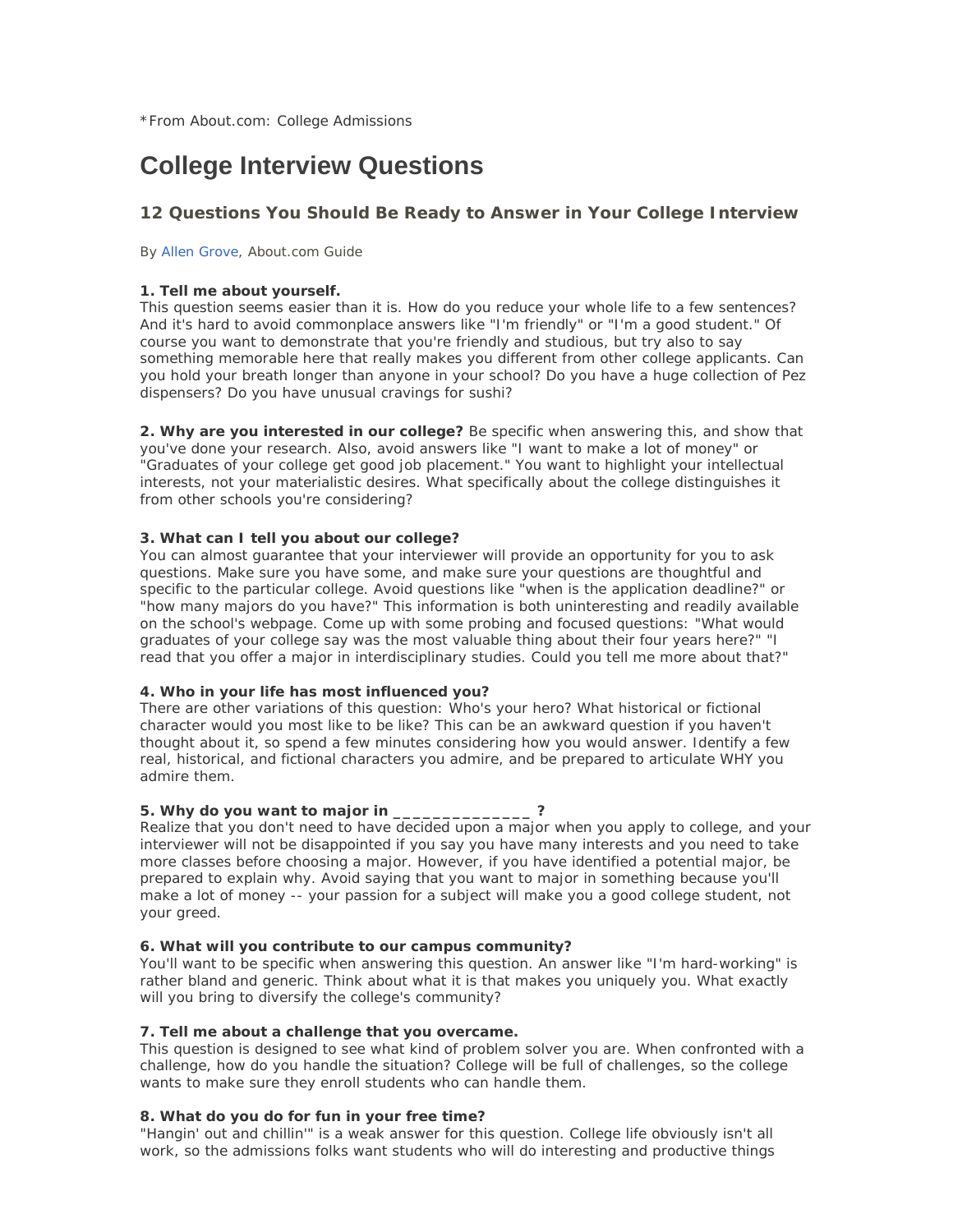*From About.com: College Admissions

# College Interview Questions

## 12 Questions You Should Be Ready to Answer in Your College Interview

By Allen Grove, About.com Guide

**1. Tell me about yourself.**
This question seems easier than it is. How do you reduce your whole life to a few sentences? And it's hard to avoid commonplace answers like "I'm friendly" or "I'm a good student." Of course you want to demonstrate that you're friendly and studious, but try also to say something memorable here that really makes you different from other college applicants. Can you hold your breath longer than anyone in your school? Do you have a huge collection of Pez dispensers? Do you have unusual cravings for sushi?

**2. Why are you interested in our college?** Be specific when answering this, and show that you've done your research. Also, avoid answers like "I want to make a lot of money" or "Graduates of your college get good job placement." You want to highlight your intellectual interests, not your materialistic desires. What specifically about the college distinguishes it from other schools you're considering?

**3. What can I tell you about our college?**
You can almost guarantee that your interviewer will provide an opportunity for you to ask questions. Make sure you have some, and make sure your questions are thoughtful and specific to the particular college. Avoid questions like "when is the application deadline?" or "how many majors do you have?" This information is both uninteresting and readily available on the school's webpage. Come up with some probing and focused questions: "What would graduates of your college say was the most valuable thing about their four years here?" "I read that you offer a major in interdisciplinary studies. Could you tell me more about that?"

**4. Who in your life has most influenced you?**
There are other variations of this question: Who's your hero? What historical or fictional character would you most like to be like? This can be an awkward question if you haven't thought about it, so spend a few minutes considering how you would answer. Identify a few real, historical, and fictional characters you admire, and be prepared to articulate WHY you admire them.

**5. Why do you want to major in _______________ ?**
Realize that you don't need to have decided upon a major when you apply to college, and your interviewer will not be disappointed if you say you have many interests and you need to take more classes before choosing a major. However, if you have identified a potential major, be prepared to explain why. Avoid saying that you want to major in something because you'll make a lot of money -- your passion for a subject will make you a good college student, not your greed.

**6. What will you contribute to our campus community?**
You'll want to be specific when answering this question. An answer like "I'm hard-working" is rather bland and generic. Think about what it is that makes you uniquely you. What exactly will you bring to diversify the college's community?

**7. Tell me about a challenge that you overcame.**
This question is designed to see what kind of problem solver you are. When confronted with a challenge, how do you handle the situation? College will be full of challenges, so the college wants to make sure they enroll students who can handle them.

**8. What do you do for fun in your free time?**
"Hangin' out and chillin'" is a weak answer for this question. College life obviously isn't all work, so the admissions folks want students who will do interesting and productive things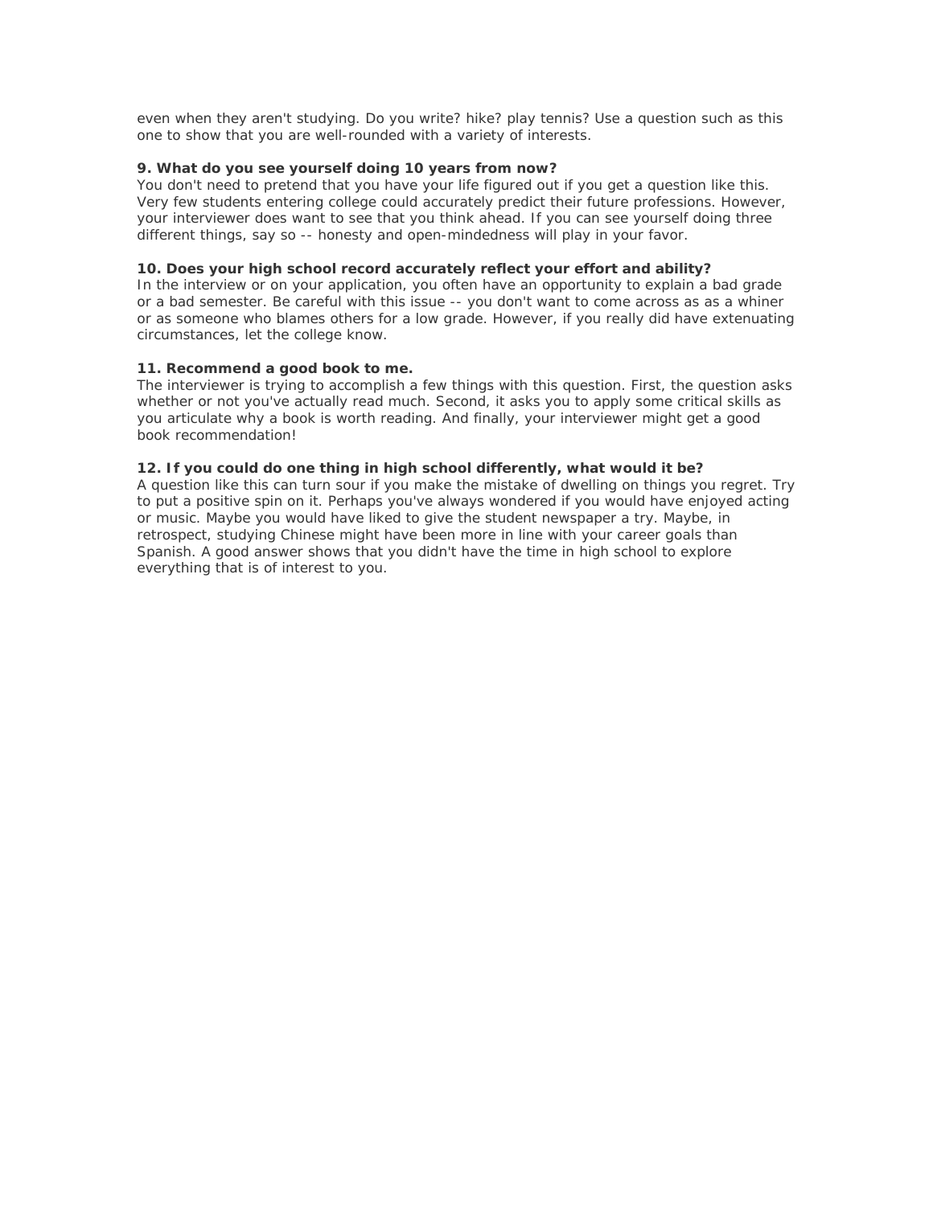even when they aren't studying. Do you write? hike? play tennis? Use a question such as this one to show that you are well-rounded with a variety of interests.

**9. What do you see yourself doing 10 years from now?**
You don't need to pretend that you have your life figured out if you get a question like this. Very few students entering college could accurately predict their future professions. However, your interviewer does want to see that you think ahead. If you can see yourself doing three different things, say so -- honesty and open-mindedness will play in your favor.

**10. Does your high school record accurately reflect your effort and ability?**
In the interview or on your application, you often have an opportunity to explain a bad grade or a bad semester. Be careful with this issue -- you don't want to come across as as a whiner or as someone who blames others for a low grade. However, if you really did have extenuating circumstances, let the college know.

**11. Recommend a good book to me.**
The interviewer is trying to accomplish a few things with this question. First, the question asks whether or not you've actually read much. Second, it asks you to apply some critical skills as you articulate why a book is worth reading. And finally, your interviewer might get a good book recommendation!

**12. If you could do one thing in high school differently, what would it be?**
A question like this can turn sour if you make the mistake of dwelling on things you regret. Try to put a positive spin on it. Perhaps you've always wondered if you would have enjoyed acting or music. Maybe you would have liked to give the student newspaper a try. Maybe, in retrospect, studying Chinese might have been more in line with your career goals than Spanish. A good answer shows that you didn't have the time in high school to explore everything that is of interest to you.